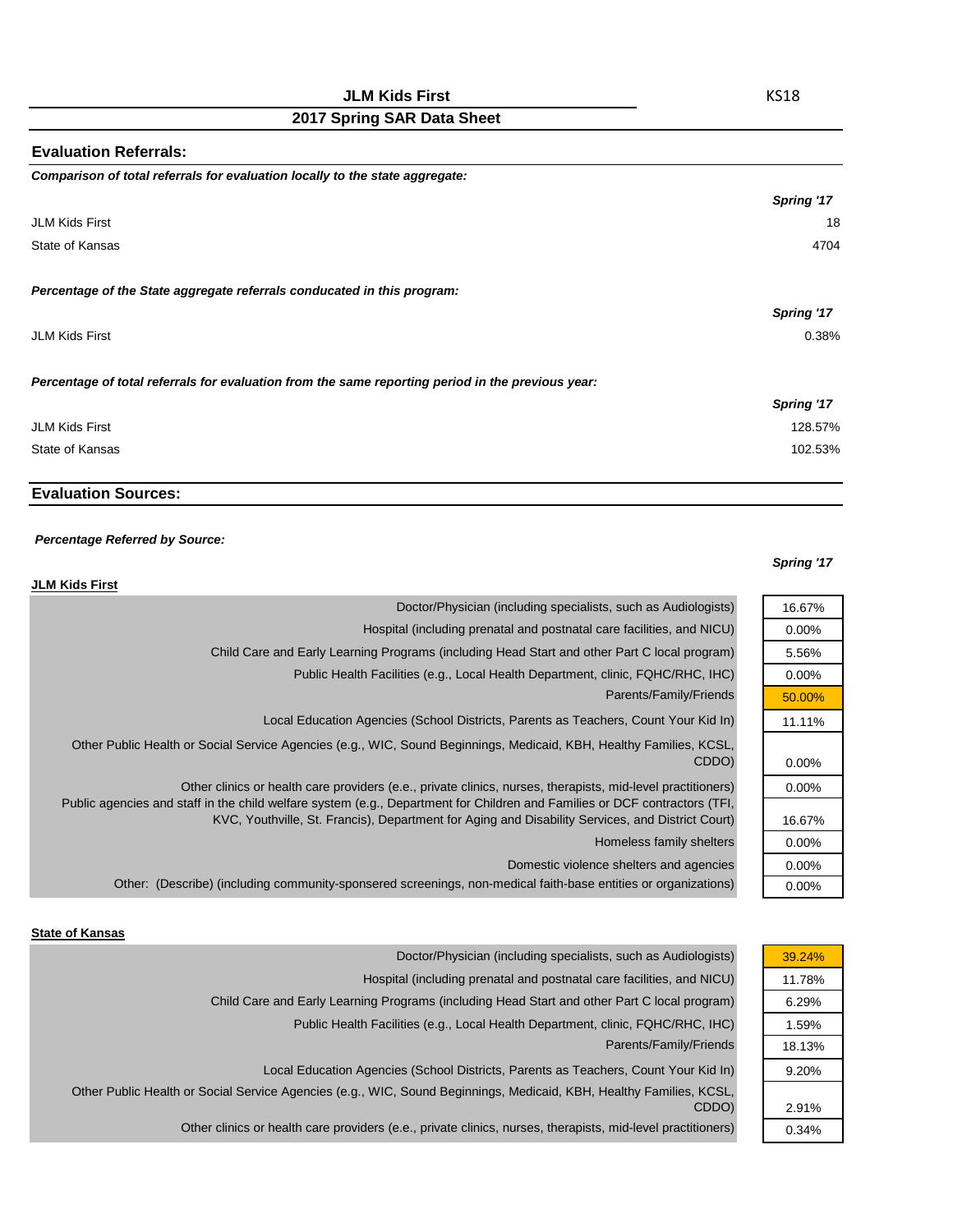# JLM Kids First

KS18

## 2017 Spring SAR Data Sheet

### Evaluation Referrals:

***Comparison of total referrals for evaluation locally to the state aggregate:***

| | *Spring '17* |
|---|---|
| JLM Kids First | 18 |
| State of Kansas | 4704 |

***Percentage of the State aggregate referrals conducated in this program:***

| | *Spring '17* |
|---|---|
| JLM Kids First | 0.38% |

***Percentage of total referrals for evaluation from the same reporting period in the previous year:***

| | *Spring '17* |
|---|---|
| JLM Kids First | 128.57% |
| State of Kansas | 102.53% |

### Evaluation Sources:

***Percentage Referred by Source:***

**JLM Kids First**

| | *Spring '17* |
|---|---|
| Doctor/Physician (including specialists, such as Audiologists) | 16.67% |
| Hospital (including prenatal and postnatal care facilities, and NICU) | 0.00% |
| Child Care and Early Learning Programs (including Head Start and other Part C local program) | 5.56% |
| Public Health Facilities (e.g., Local Health Department, clinic, FQHC/RHC, IHC) | 0.00% |
| Parents/Family/Friends | 50.00% |
| Local Education Agencies (School Districts, Parents as Teachers, Count Your Kid In) | 11.11% |
| Other Public Health or Social Service Agencies (e.g., WIC, Sound Beginnings, Medicaid, KBH, Healthy Families, KCSL, CDDO) | 0.00% |
| Other clinics or health care providers (e.e., private clinics, nurses, therapists, mid-level practitioners) | 0.00% |
| Public agencies and staff in the child welfare system (e.g., Department for Children and Families or DCF contractors (TFI, KVC, Youthville, St. Francis), Department for Aging and Disability Services, and District Court) | 16.67% |
| Homeless family shelters | 0.00% |
| Domestic violence shelters and agencies | 0.00% |
| Other: (Describe) (including community-sponsered screenings, non-medical faith-base entities or organizations) | 0.00% |

**State of Kansas**

| | *Spring '17* |
|---|---|
| Doctor/Physician (including specialists, such as Audiologists) | 39.24% |
| Hospital (including prenatal and postnatal care facilities, and NICU) | 11.78% |
| Child Care and Early Learning Programs (including Head Start and other Part C local program) | 6.29% |
| Public Health Facilities (e.g., Local Health Department, clinic, FQHC/RHC, IHC) | 1.59% |
| Parents/Family/Friends | 18.13% |
| Local Education Agencies (School Districts, Parents as Teachers, Count Your Kid In) | 9.20% |
| Other Public Health or Social Service Agencies (e.g., WIC, Sound Beginnings, Medicaid, KBH, Healthy Families, KCSL, CDDO) | 2.91% |
| Other clinics or health care providers (e.e., private clinics, nurses, therapists, mid-level practitioners) | 0.34% |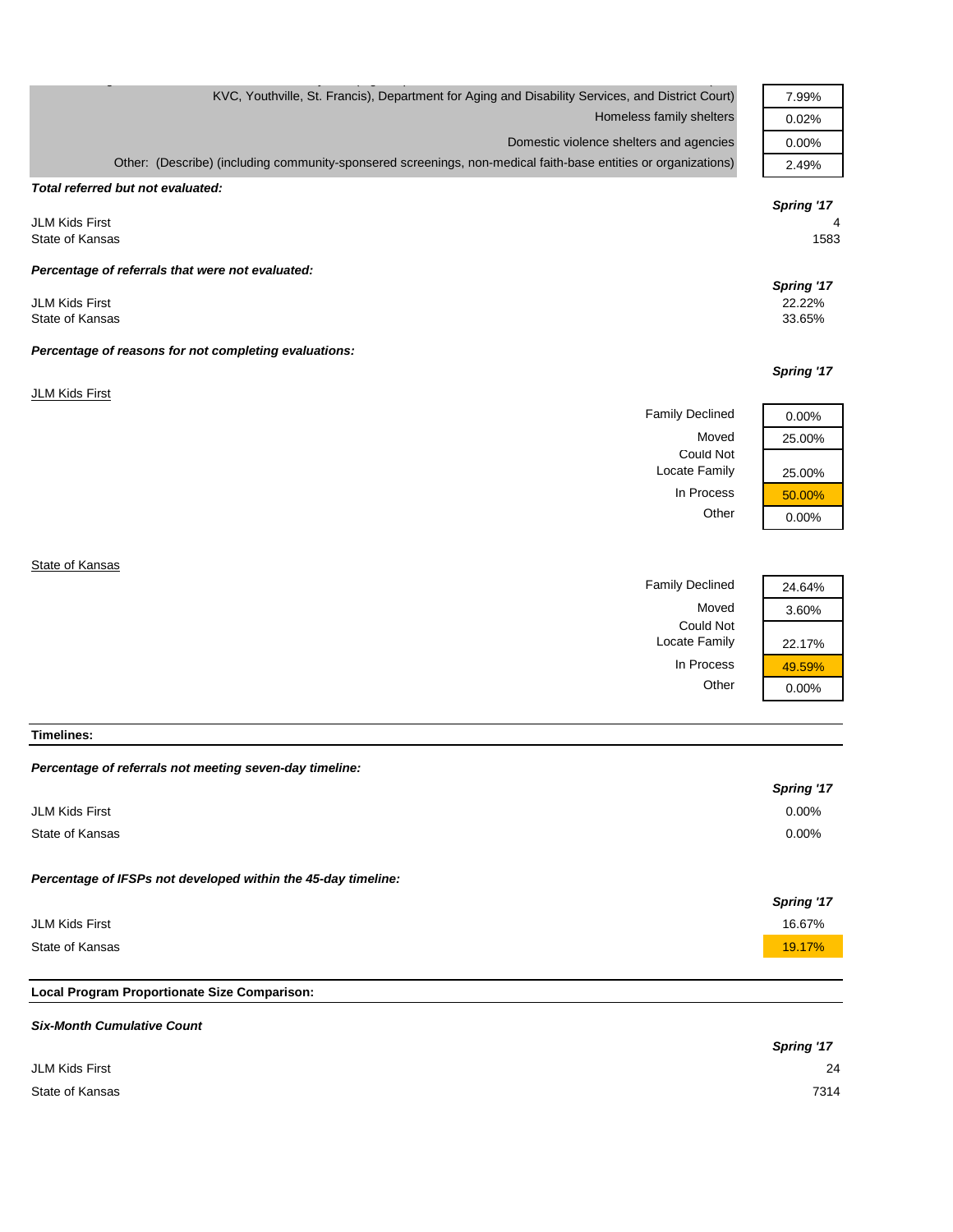| | |
|---|---|
| KVC, Youthville, St. Francis), Department for Aging and Disability Services, and District Court) | 7.99% |
| Homeless family shelters | 0.02% |
| Domestic violence shelters and agencies | 0.00% |
| Other: (Describe) (including community-sponsered screenings, non-medical faith-base entities or organizations) | 2.49% |

***Total referred but not evaluated:***

| | *Spring '17* |
|---|---|
| JLM Kids First | 4 |
| State of Kansas | 1583 |

***Percentage of referrals that were not evaluated:***

| | *Spring '17* |
|---|---|
| JLM Kids First | 22.22% |
| State of Kansas | 33.65% |

***Percentage of reasons for not completing evaluations:***

JLM Kids First

| | *Spring '17* |
|---|---|
| Family Declined | 0.00% |
| Moved | 25.00% |
| Could Not Locate Family | 25.00% |
| In Process | 50.00% |
| Other | 0.00% |

State of Kansas

| | *Spring '17* |
|---|---|
| Family Declined | 24.64% |
| Moved | 3.60% |
| Could Not Locate Family | 22.17% |
| In Process | 49.59% |
| Other | 0.00% |

**Timelines:**

***Percentage of referrals not meeting seven-day timeline:***

| | *Spring '17* |
|---|---|
| JLM Kids First | 0.00% |
| State of Kansas | 0.00% |

***Percentage of IFSPs not developed within the 45-day timeline:***

| | *Spring '17* |
|---|---|
| JLM Kids First | 16.67% |
| State of Kansas | 19.17% |

**Local Program Proportionate Size Comparison:**

***Six-Month Cumulative Count***

| | *Spring '17* |
|---|---|
| JLM Kids First | 24 |
| State of Kansas | 7314 |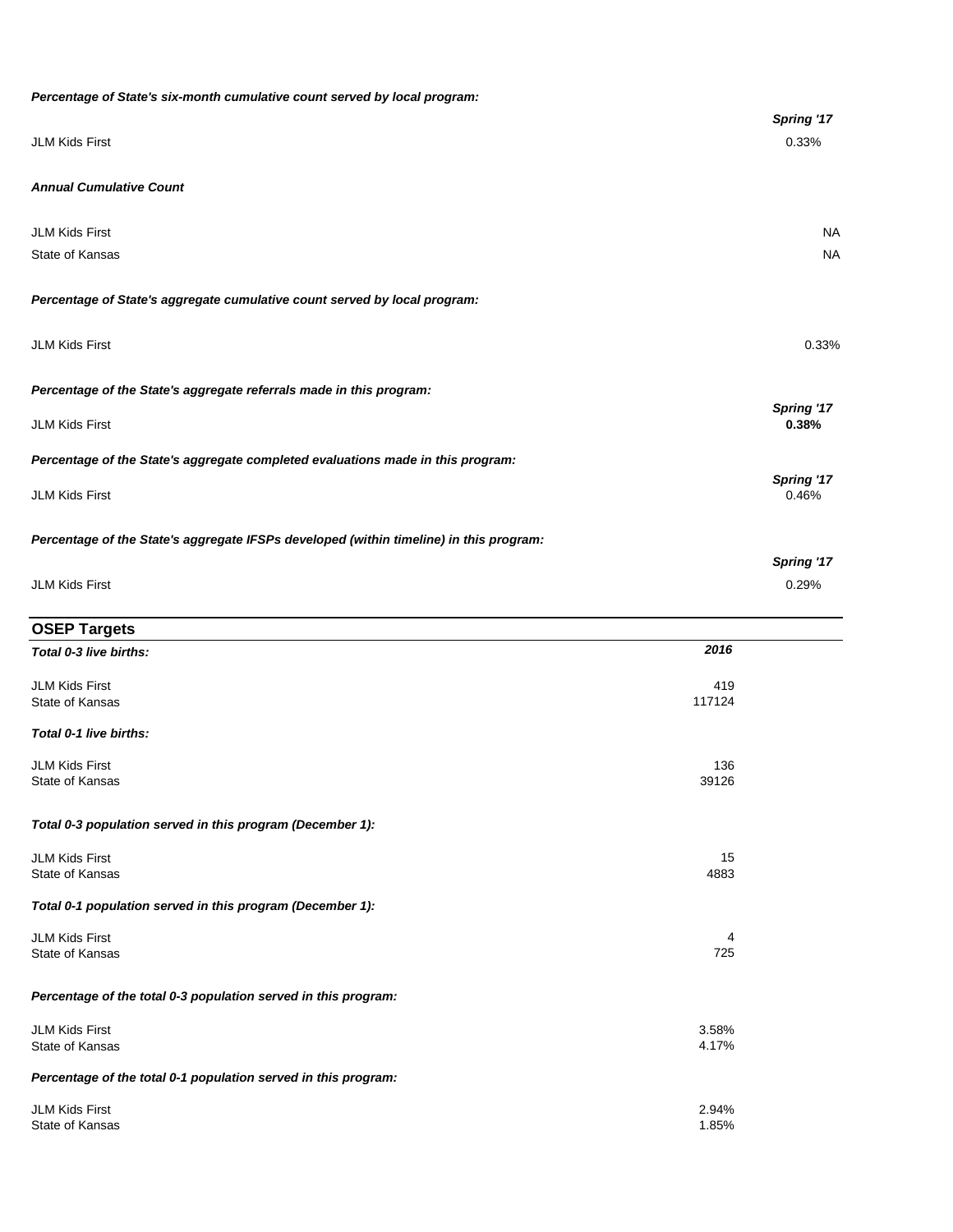***Percentage of State's six-month cumulative count served by local program:***

| | *Spring '17* |
|---|---|
| JLM Kids First | 0.33% |

***Annual Cumulative Count***

| | |
|---|---|
| JLM Kids First | NA |
| State of Kansas | NA |

***Percentage of State's aggregate cumulative count served by local program:***

| | |
|---|---|
| JLM Kids First | 0.33% |

***Percentage of the State's aggregate referrals made in this program:***

| | *Spring '17* |
|---|---|
| JLM Kids First | **0.38%** |

***Percentage of the State's aggregate completed evaluations made in this program:***

| | *Spring '17* |
|---|---|
| JLM Kids First | 0.46% |

***Percentage of the State's aggregate IFSPs developed (within timeline) in this program:***

| | *Spring '17* |
|---|---|
| JLM Kids First | 0.29% |

## OSEP Targets

| ***Total 0-3 live births:*** | ***2016*** |
|---|---|
| JLM Kids First | 419 |
| State of Kansas | 117124 |

***Total 0-1 live births:***

| | |
|---|---|
| JLM Kids First | 136 |
| State of Kansas | 39126 |

***Total 0-3 population served in this program (December 1):***

| | |
|---|---|
| JLM Kids First | 15 |
| State of Kansas | 4883 |

***Total 0-1 population served in this program (December 1):***

| | |
|---|---|
| JLM Kids First | 4 |
| State of Kansas | 725 |

***Percentage of the total 0-3 population served in this program:***

| | |
|---|---|
| JLM Kids First | 3.58% |
| State of Kansas | 4.17% |

***Percentage of the total 0-1 population served in this program:***

| | |
|---|---|
| JLM Kids First | 2.94% |
| State of Kansas | 1.85% |